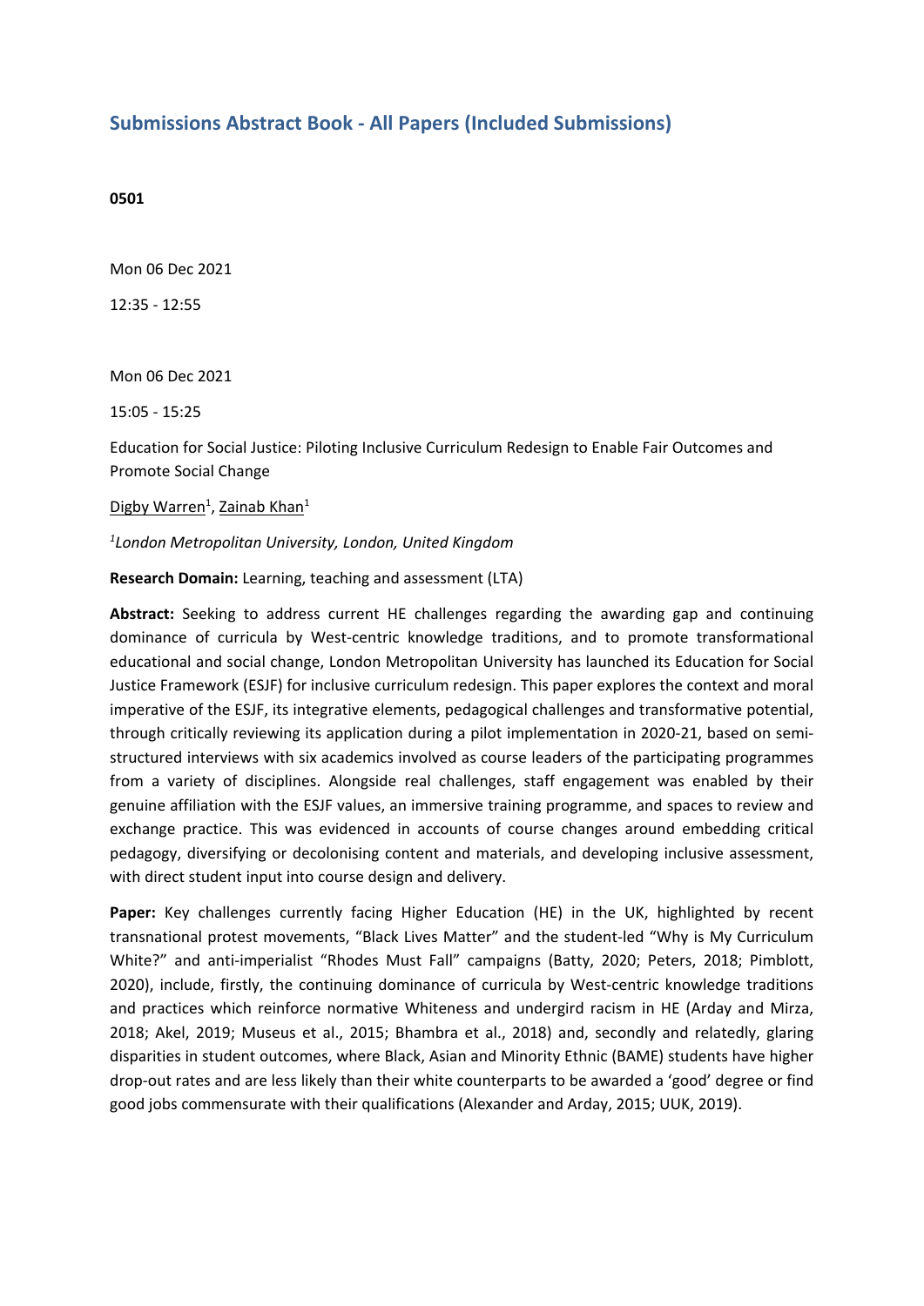## Submissions Abstract Book - All Papers (Included Submissions)

**0501**

Mon 06 Dec 2021

12:35 - 12:55

Mon 06 Dec 2021

15:05 - 15:25

Education for Social Justice: Piloting Inclusive Curriculum Redesign to Enable Fair Outcomes and Promote Social Change

Digby Warren[1], Zainab Khan[1]

*[1]London Metropolitan University, London, United Kingdom*

**Research Domain:** Learning, teaching and assessment (LTA)

**Abstract:** Seeking to address current HE challenges regarding the awarding gap and continuing dominance of curricula by West-centric knowledge traditions, and to promote transformational educational and social change, London Metropolitan University has launched its Education for Social Justice Framework (ESJF) for inclusive curriculum redesign. This paper explores the context and moral imperative of the ESJF, its integrative elements, pedagogical challenges and transformative potential, through critically reviewing its application during a pilot implementation in 2020-21, based on semi-structured interviews with six academics involved as course leaders of the participating programmes from a variety of disciplines. Alongside real challenges, staff engagement was enabled by their genuine affiliation with the ESJF values, an immersive training programme, and spaces to review and exchange practice. This was evidenced in accounts of course changes around embedding critical pedagogy, diversifying or decolonising content and materials, and developing inclusive assessment, with direct student input into course design and delivery.

**Paper:** Key challenges currently facing Higher Education (HE) in the UK, highlighted by recent transnational protest movements, "Black Lives Matter" and the student-led "Why is My Curriculum White?" and anti-imperialist "Rhodes Must Fall" campaigns (Batty, 2020; Peters, 2018; Pimblott, 2020), include, firstly, the continuing dominance of curricula by West-centric knowledge traditions and practices which reinforce normative Whiteness and undergird racism in HE (Arday and Mirza, 2018; Akel, 2019; Museus et al., 2015; Bhambra et al., 2018) and, secondly and relatedly, glaring disparities in student outcomes, where Black, Asian and Minority Ethnic (BAME) students have higher drop-out rates and are less likely than their white counterparts to be awarded a 'good' degree or find good jobs commensurate with their qualifications (Alexander and Arday, 2015; UUK, 2019).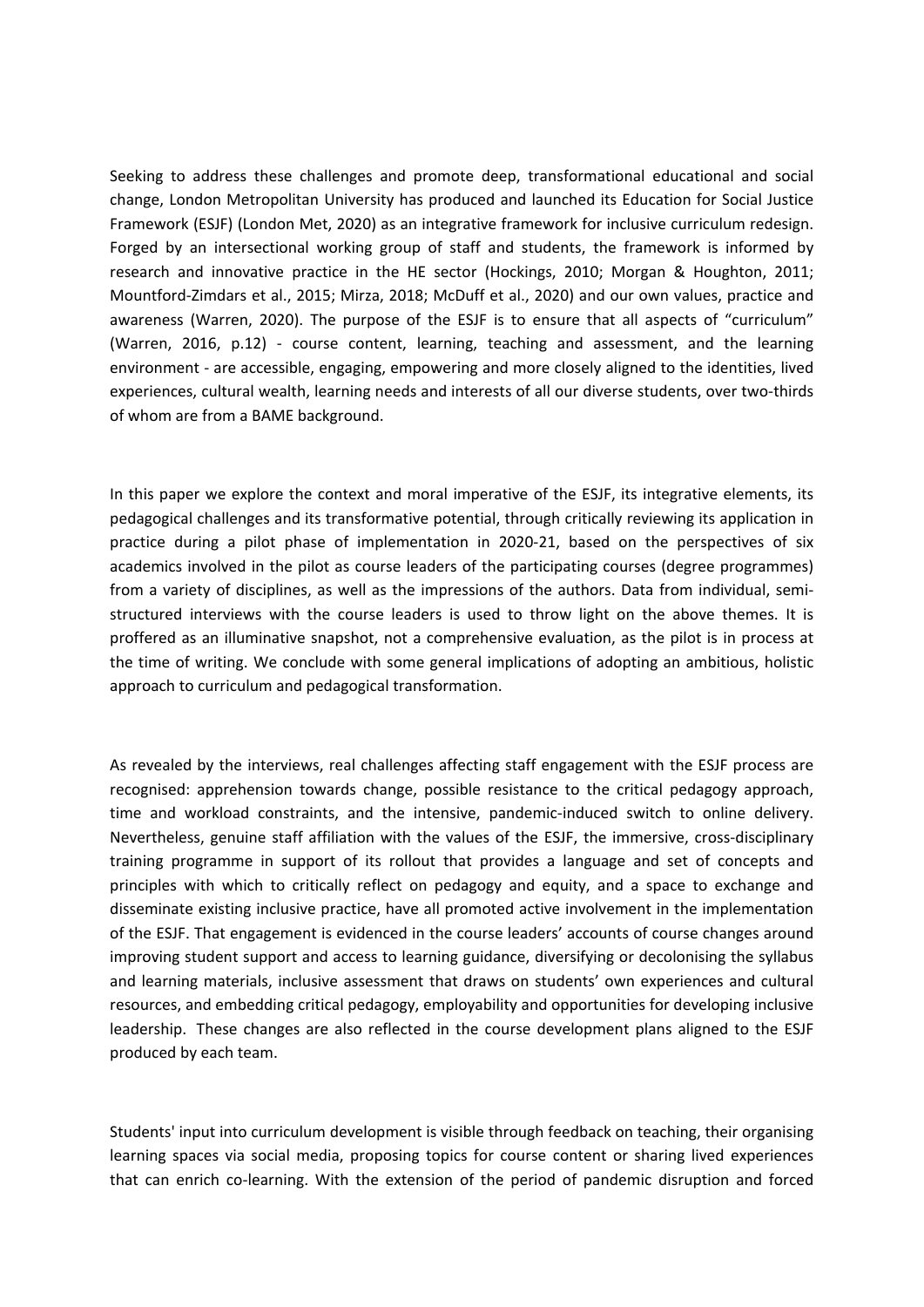Seeking to address these challenges and promote deep, transformational educational and social change, London Metropolitan University has produced and launched its Education for Social Justice Framework (ESJF) (London Met, 2020) as an integrative framework for inclusive curriculum redesign. Forged by an intersectional working group of staff and students, the framework is informed by research and innovative practice in the HE sector (Hockings, 2010; Morgan & Houghton, 2011; Mountford-Zimdars et al., 2015; Mirza, 2018; McDuff et al., 2020) and our own values, practice and awareness (Warren, 2020). The purpose of the ESJF is to ensure that all aspects of "curriculum" (Warren, 2016, p.12) - course content, learning, teaching and assessment, and the learning environment - are accessible, engaging, empowering and more closely aligned to the identities, lived experiences, cultural wealth, learning needs and interests of all our diverse students, over two-thirds of whom are from a BAME background.

In this paper we explore the context and moral imperative of the ESJF, its integrative elements, its pedagogical challenges and its transformative potential, through critically reviewing its application in practice during a pilot phase of implementation in 2020-21, based on the perspectives of six academics involved in the pilot as course leaders of the participating courses (degree programmes) from a variety of disciplines, as well as the impressions of the authors. Data from individual, semi-structured interviews with the course leaders is used to throw light on the above themes. It is proffered as an illuminative snapshot, not a comprehensive evaluation, as the pilot is in process at the time of writing. We conclude with some general implications of adopting an ambitious, holistic approach to curriculum and pedagogical transformation.

As revealed by the interviews, real challenges affecting staff engagement with the ESJF process are recognised: apprehension towards change, possible resistance to the critical pedagogy approach, time and workload constraints, and the intensive, pandemic-induced switch to online delivery. Nevertheless, genuine staff affiliation with the values of the ESJF, the immersive, cross-disciplinary training programme in support of its rollout that provides a language and set of concepts and principles with which to critically reflect on pedagogy and equity, and a space to exchange and disseminate existing inclusive practice, have all promoted active involvement in the implementation of the ESJF. That engagement is evidenced in the course leaders' accounts of course changes around improving student support and access to learning guidance, diversifying or decolonising the syllabus and learning materials, inclusive assessment that draws on students' own experiences and cultural resources, and embedding critical pedagogy, employability and opportunities for developing inclusive leadership. These changes are also reflected in the course development plans aligned to the ESJF produced by each team.

Students' input into curriculum development is visible through feedback on teaching, their organising learning spaces via social media, proposing topics for course content or sharing lived experiences that can enrich co-learning. With the extension of the period of pandemic disruption and forced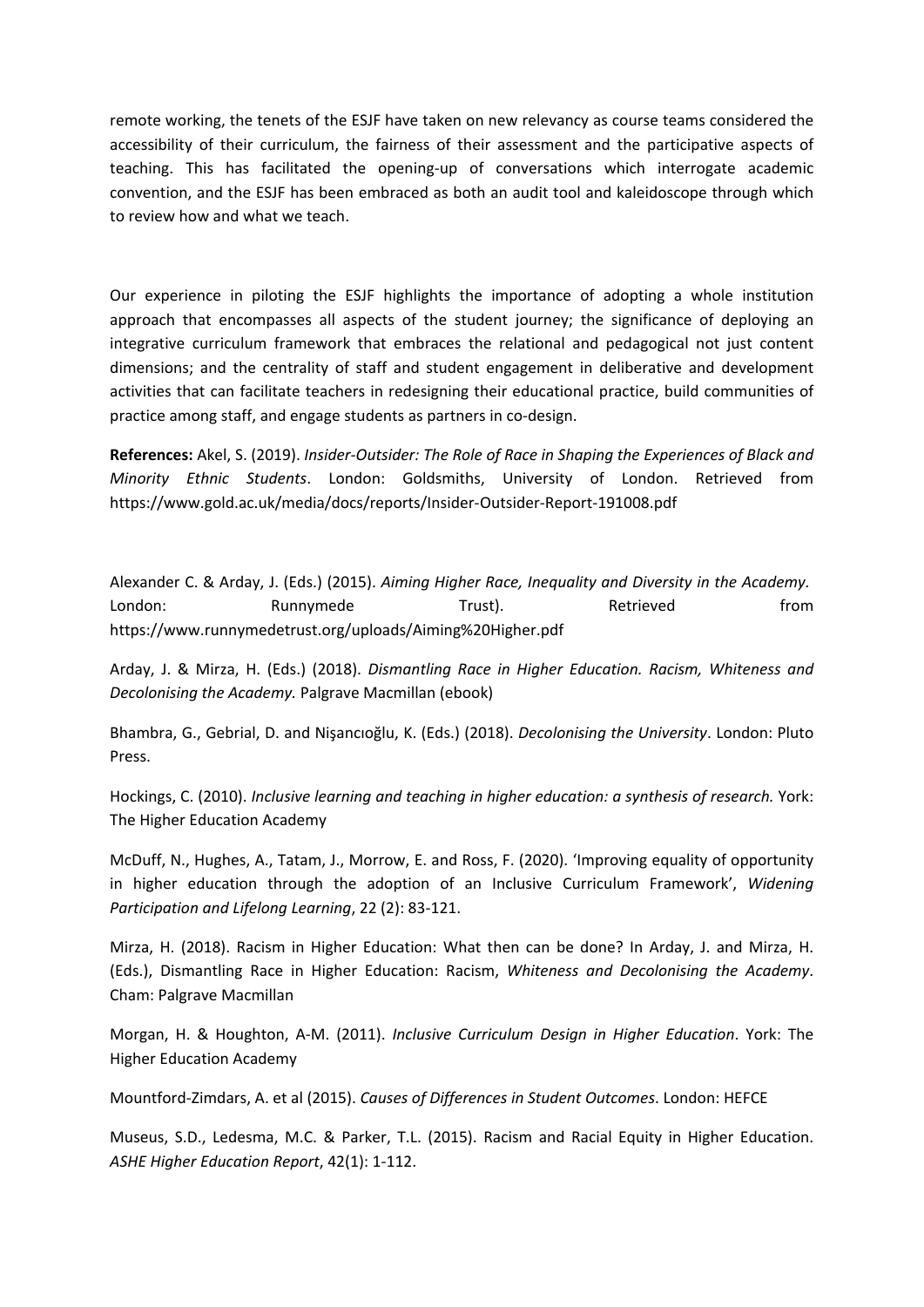remote working, the tenets of the ESJF have taken on new relevancy as course teams considered the accessibility of their curriculum, the fairness of their assessment and the participative aspects of teaching. This has facilitated the opening-up of conversations which interrogate academic convention, and the ESJF has been embraced as both an audit tool and kaleidoscope through which to review how and what we teach.

Our experience in piloting the ESJF highlights the importance of adopting a whole institution approach that encompasses all aspects of the student journey; the significance of deploying an integrative curriculum framework that embraces the relational and pedagogical not just content dimensions; and the centrality of staff and student engagement in deliberative and development activities that can facilitate teachers in redesigning their educational practice, build communities of practice among staff, and engage students as partners in co-design.

**References:** Akel, S. (2019). *Insider-Outsider: The Role of Race in Shaping the Experiences of Black and Minority Ethnic Students*. London: Goldsmiths, University of London. Retrieved from https://www.gold.ac.uk/media/docs/reports/Insider-Outsider-Report-191008.pdf

Alexander C. & Arday, J. (Eds.) (2015). *Aiming Higher Race, Inequality and Diversity in the Academy.* London: Runnymede Trust). Retrieved from https://www.runnymedetrust.org/uploads/Aiming%20Higher.pdf

Arday, J. & Mirza, H. (Eds.) (2018). *Dismantling Race in Higher Education. Racism, Whiteness and Decolonising the Academy.* Palgrave Macmillan (ebook)

Bhambra, G., Gebrial, D. and Nişancıoğlu, K. (Eds.) (2018). *Decolonising the University*. London: Pluto Press.

Hockings, C. (2010). *Inclusive learning and teaching in higher education: a synthesis of research.* York: The Higher Education Academy

McDuff, N., Hughes, A., Tatam, J., Morrow, E. and Ross, F. (2020). 'Improving equality of opportunity in higher education through the adoption of an Inclusive Curriculum Framework', *Widening Participation and Lifelong Learning*, 22 (2): 83-121.

Mirza, H. (2018). Racism in Higher Education: What then can be done? In Arday, J. and Mirza, H. (Eds.), Dismantling Race in Higher Education: Racism, *Whiteness and Decolonising the Academy*. Cham: Palgrave Macmillan

Morgan, H. & Houghton, A-M. (2011). *Inclusive Curriculum Design in Higher Education*. York: The Higher Education Academy

Mountford-Zimdars, A. et al (2015). *Causes of Differences in Student Outcomes*. London: HEFCE

Museus, S.D., Ledesma, M.C. & Parker, T.L. (2015). Racism and Racial Equity in Higher Education. *ASHE Higher Education Report*, 42(1): 1-112.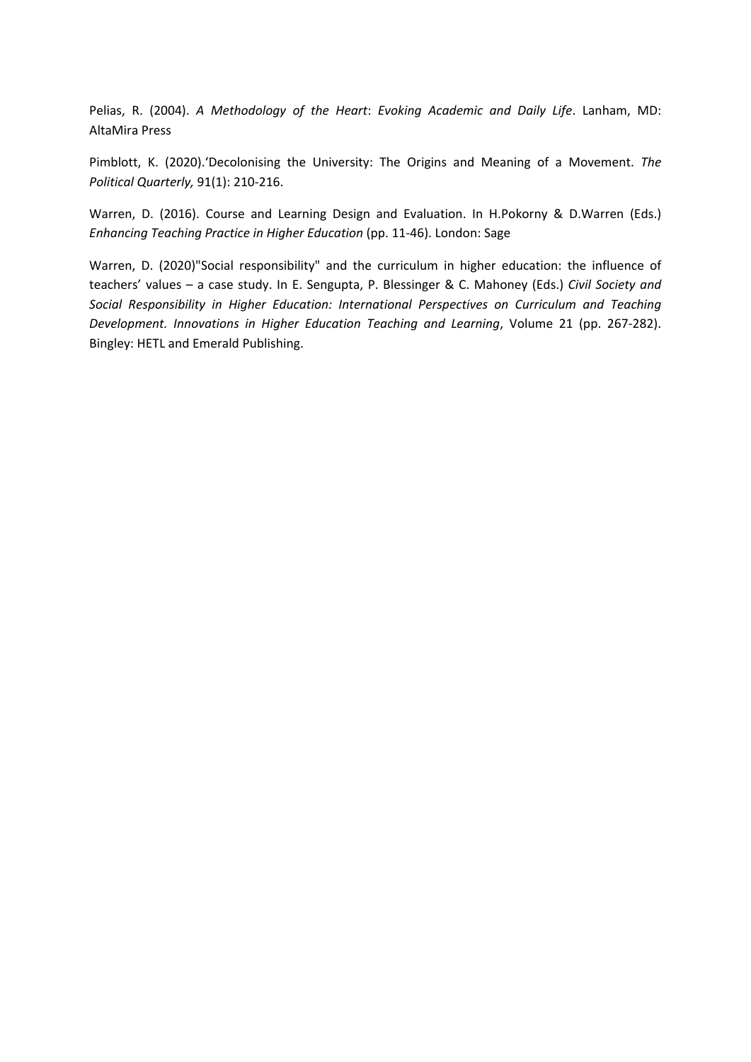Pelias, R. (2004). *A Methodology of the Heart*: *Evoking Academic and Daily Life*. Lanham, MD: AltaMira Press

Pimblott, K. (2020).'Decolonising the University: The Origins and Meaning of a Movement. *The Political Quarterly,* 91(1): 210-216.

Warren, D. (2016). Course and Learning Design and Evaluation. In H.Pokorny & D.Warren (Eds.) *Enhancing Teaching Practice in Higher Education* (pp. 11-46). London: Sage

Warren, D. (2020)"Social responsibility" and the curriculum in higher education: the influence of teachers' values – a case study. In E. Sengupta, P. Blessinger & C. Mahoney (Eds.) *Civil Society and Social Responsibility in Higher Education: International Perspectives on Curriculum and Teaching Development. Innovations in Higher Education Teaching and Learning*, Volume 21 (pp. 267-282). Bingley: HETL and Emerald Publishing.